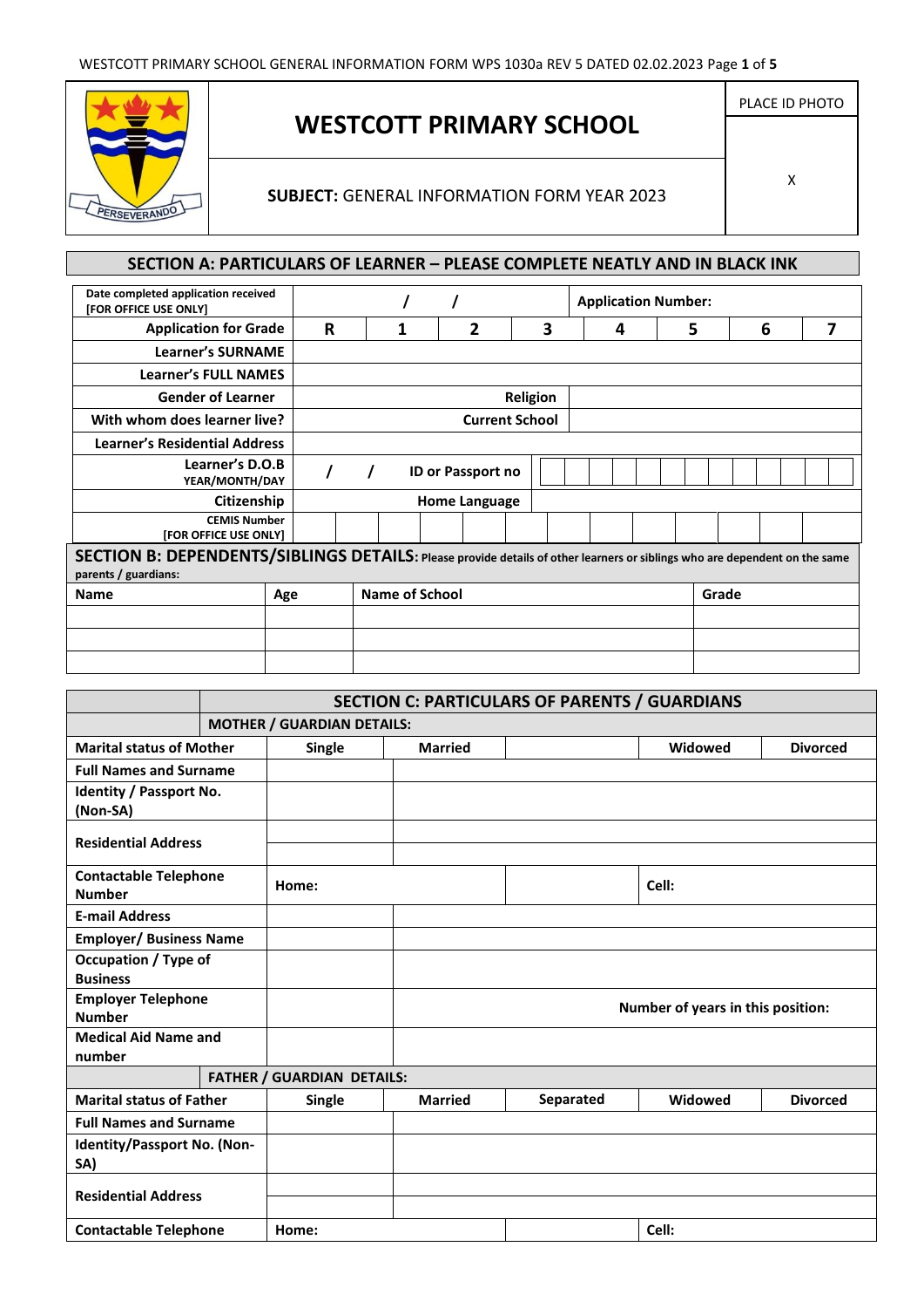# WESTCOTT PRIMARY SCHOOL

**SUBJECT:** GENERAL INFORMATION FORM YEAR 2023

PLACE ID PHOTO

X

## SECTION A: PARTICULARS OF LEARNER – PLEASE COMPLETE NEATLY AND IN BLACK INK

| | | | | | | | | |
|---|---|---|---|---|---|---|---|---|
| Date completed application received [FOR OFFICE USE ONLY] | / / | | | | Application Number: | | | |
| Application for Grade | R | 1 | 2 | 3 | 4 | 5 | 6 | 7 |
| Learner's SURNAME | | | | | | | | |
| Learner's FULL NAMES | | | | | | | | |
| Gender of Learner | | | | Religion | | | | |
| With whom does learner live? | | | | Current School | | | | |
| Learner's Residential Address | | | | | | | | |
| Learner's D.O.B YEAR/MONTH/DAY | / / | | | ID or Passport no | | | | |
| Citizenship | | | | Home Language | | | | |
| CEMIS Number [FOR OFFICE USE ONLY] | | | | | | | | |

## SECTION B: DEPENDENTS/SIBLINGS DETAILS: Please provide details of other learners or siblings who are dependent on the same parents / guardians:

| Name | Age | Name of School | Grade |
|---|---|---|---|
| | | | |
| | | | |
| | | | |

## SECTION C: PARTICULARS OF PARENTS / GUARDIANS

| | | | | | |
|---|---|---|---|---|---|
| **MOTHER / GUARDIAN DETAILS:** | | | | | |
| Marital status of Mother | Single | Married | | Widowed | Divorced |
| Full Names and Surname | | | | | |
| Identity / Passport No. (Non-SA) | | | | | |
| Residential Address | | | | | |
| | | | | | |
| Contactable Telephone Number | Home: | | | Cell: | |
| E-mail Address | | | | | |
| Employer/ Business Name | | | | | |
| Occupation / Type of Business | | | | | |
| Employer Telephone Number | | | Number of years in this position: | | |
| Medical Aid Name and number | | | | | |
| **FATHER / GUARDIAN DETAILS:** | | | | | |
| Marital status of Father | Single | Married | Separated | Widowed | Divorced |
| Full Names and Surname | | | | | |
| Identity/Passport No. (Non-SA) | | | | | |
| Residential Address | | | | | |
| | | | | | |
| Contactable Telephone | Home: | | | Cell: | |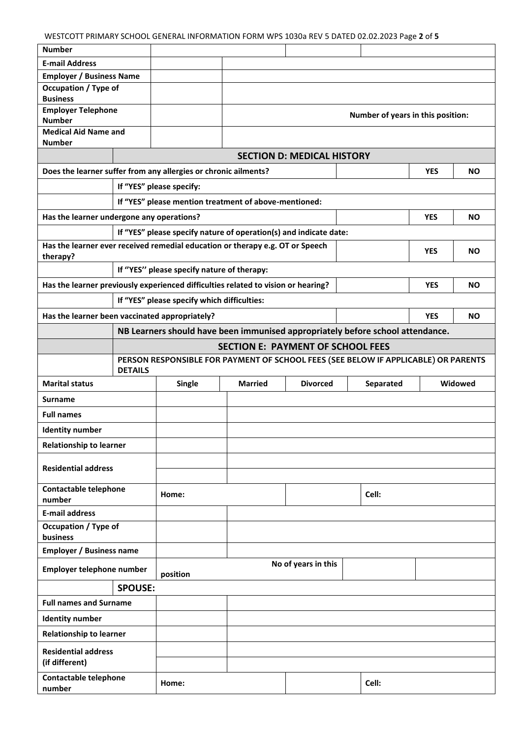| Number | | | | |
|---|---|---|---|---|
| E-mail Address | | | | |
| Employer / Business Name | | | | |
| Occupation / Type of Business | | | | |
| Employer Telephone Number | | Number of years in this position: | | |
| Medical Aid Name and Number | | | | |

## SECTION D: MEDICAL HISTORY

| | | | |
|---|---|---|---|
| Does the learner suffer from any allergies or chronic ailments? | | YES | NO |
| If "YES" please specify: | | | |
| If "YES" please mention treatment of above-mentioned: | | | |
| Has the learner undergone any operations? | | YES | NO |
| If "YES" please specify nature of operation(s) and indicate date: | | | |
| Has the learner ever received remedial education or therapy e.g. OT or Speech therapy? | | YES | NO |
| If "YES" please specify nature of therapy: | | | |
| Has the learner previously experienced difficulties related to vision or hearing? | | YES | NO |
| If "YES" please specify which difficulties: | | | |
| Has the learner been vaccinated appropriately? | | YES | NO |

**NB Learners should have been immunised appropriately before school attendance.**

## SECTION E: PAYMENT OF SCHOOL FEES

**PERSON RESPONSIBLE FOR PAYMENT OF SCHOOL FEES (SEE BELOW IF APPLICABLE) OR PARENTS DETAILS**

| Marital status | Single | Married | Divorced | Separated | Widowed |
|---|---|---|---|---|---|
| Surname | | | | | |
| Full names | | | | | |
| Identity number | | | | | |
| Relationship to learner | | | | | |
| Residential address | | | | | |
| Contactable telephone number | Home: | | Cell: | | |
| E-mail address | | | | | |
| Occupation / Type of business | | | | | |
| Employer / Business name | | | | | |
| Employer telephone number | position | No of years in this | | | |

**SPOUSE:**

| | | | |
|---|---|---|---|
| Full names and Surname | | | |
| Identity number | | | |
| Relationship to learner | | | |
| Residential address (if different) | | | |
| Contactable telephone number | Home: | | Cell: |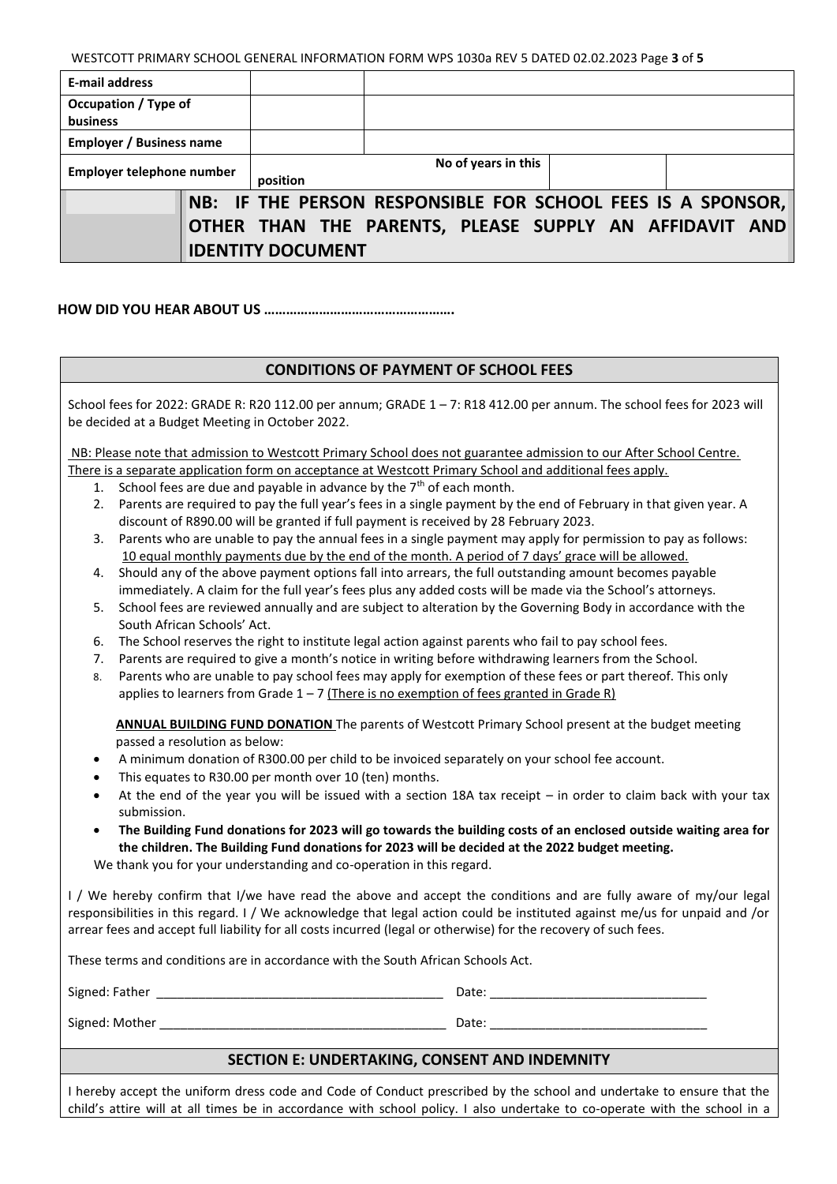| E-mail address | | |
|---|---|---|
| Occupation / Type of business | | |
| Employer / Business name | | |
| Employer telephone number | position | No of years in this | | |

**NB: IF THE PERSON RESPONSIBLE FOR SCHOOL FEES IS A SPONSOR, OTHER THAN THE PARENTS, PLEASE SUPPLY AN AFFIDAVIT AND IDENTITY DOCUMENT**

**HOW DID YOU HEAR ABOUT US …………………………………………….**

## CONDITIONS OF PAYMENT OF SCHOOL FEES

School fees for 2022: GRADE R: R20 112.00 per annum; GRADE 1 – 7: R18 412.00 per annum. The school fees for 2023 will be decided at a Budget Meeting in October 2022.

NB: Please note that admission to Westcott Primary School does not guarantee admission to our After School Centre. There is a separate application form on acceptance at Westcott Primary School and additional fees apply.

1. School fees are due and payable in advance by the 7th of each month.
2. Parents are required to pay the full year's fees in a single payment by the end of February in that given year. A discount of R890.00 will be granted if full payment is received by 28 February 2023.
3. Parents who are unable to pay the annual fees in a single payment may apply for permission to pay as follows: 10 equal monthly payments due by the end of the month. A period of 7 days' grace will be allowed.
4. Should any of the above payment options fall into arrears, the full outstanding amount becomes payable immediately. A claim for the full year's fees plus any added costs will be made via the School's attorneys.
5. School fees are reviewed annually and are subject to alteration by the Governing Body in accordance with the South African Schools' Act.
6. The School reserves the right to institute legal action against parents who fail to pay school fees.
7. Parents are required to give a month's notice in writing before withdrawing learners from the School.
8. Parents who are unable to pay school fees may apply for exemption of these fees or part thereof. This only applies to learners from Grade 1 – 7 (There is no exemption of fees granted in Grade R)

**ANNUAL BUILDING FUND DONATION** The parents of Westcott Primary School present at the budget meeting passed a resolution as below:

- A minimum donation of R300.00 per child to be invoiced separately on your school fee account.
- This equates to R30.00 per month over 10 (ten) months.
- At the end of the year you will be issued with a section 18A tax receipt – in order to claim back with your tax submission.
- **The Building Fund donations for 2023 will go towards the building costs of an enclosed outside waiting area for the children. The Building Fund donations for 2023 will be decided at the 2022 budget meeting.**

We thank you for your understanding and co-operation in this regard.

I / We hereby confirm that I/we have read the above and accept the conditions and are fully aware of my/our legal responsibilities in this regard. I / We acknowledge that legal action could be instituted against me/us for unpaid and /or arrear fees and accept full liability for all costs incurred (legal or otherwise) for the recovery of such fees.

These terms and conditions are in accordance with the South African Schools Act.

Signed: Father ________________________________________ Date: ______________________________

Signed: Mother ________________________________________ Date: ______________________________

## SECTION E: UNDERTAKING, CONSENT AND INDEMNITY

I hereby accept the uniform dress code and Code of Conduct prescribed by the school and undertake to ensure that the child's attire will at all times be in accordance with school policy. I also undertake to co-operate with the school in a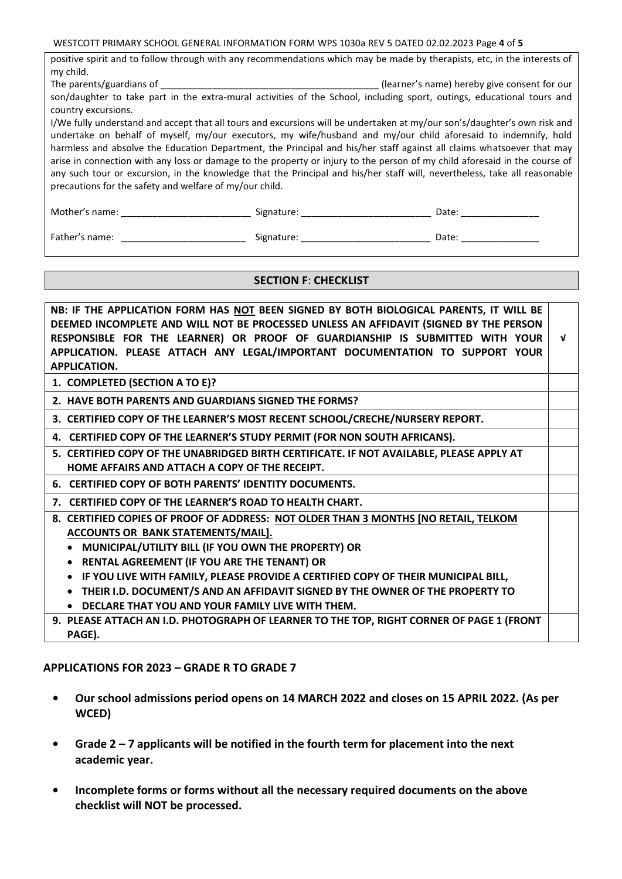positive spirit and to follow through with any recommendations which may be made by therapists, etc, in the interests of my child.

The parents/guardians of ___________________________________________ (learner's name) hereby give consent for our son/daughter to take part in the extra-mural activities of the School, including sport, outings, educational tours and country excursions.

I/We fully understand and accept that all tours and excursions will be undertaken at my/our son's/daughter's own risk and undertake on behalf of myself, my/our executors, my wife/husband and my/our child aforesaid to indemnify, hold harmless and absolve the Education Department, the Principal and his/her staff against all claims whatsoever that may arise in connection with any loss or damage to the property or injury to the person of my child aforesaid in the course of any such tour or excursion, in the knowledge that the Principal and his/her staff will, nevertheless, take all reasonable precautions for the safety and welfare of my/our child.

Mother's name: _________________________ Signature: _________________________ Date: _______________

Father's name: _________________________ Signature: _________________________ Date: _______________

## SECTION F: CHECKLIST

| **NB: IF THE APPLICATION FORM HAS NOT BEEN SIGNED BY BOTH BIOLOGICAL PARENTS, IT WILL BE DEEMED INCOMPLETE AND WILL NOT BE PROCESSED UNLESS AN AFFIDAVIT (SIGNED BY THE PERSON RESPONSIBLE FOR THE LEARNER) OR PROOF OF GUARDIANSHIP IS SUBMITTED WITH YOUR APPLICATION. PLEASE ATTACH ANY LEGAL/IMPORTANT DOCUMENTATION TO SUPPORT YOUR APPLICATION.** | **√** |
| --- | --- |
| **1. COMPLETED (SECTION A TO E)?** | |
| **2. HAVE BOTH PARENTS AND GUARDIANS SIGNED THE FORMS?** | |
| **3. CERTIFIED COPY OF THE LEARNER'S MOST RECENT SCHOOL/CRECHE/NURSERY REPORT.** | |
| **4. CERTIFIED COPY OF THE LEARNER'S STUDY PERMIT (FOR NON SOUTH AFRICANS).** | |
| **5. CERTIFIED COPY OF THE UNABRIDGED BIRTH CERTIFICATE. IF NOT AVAILABLE, PLEASE APPLY AT HOME AFFAIRS AND ATTACH A COPY OF THE RECEIPT.** | |
| **6. CERTIFIED COPY OF BOTH PARENTS' IDENTITY DOCUMENTS.** | |
| **7. CERTIFIED COPY OF THE LEARNER'S ROAD TO HEALTH CHART.** | |
| **8. CERTIFIED COPIES OF PROOF OF ADDRESS: NOT OLDER THAN 3 MONTHS [NO RETAIL, TELKOM ACCOUNTS OR BANK STATEMENTS/MAIL].**<br>• **MUNICIPAL/UTILITY BILL (IF YOU OWN THE PROPERTY) OR**<br>• **RENTAL AGREEMENT (IF YOU ARE THE TENANT) OR**<br>• **IF YOU LIVE WITH FAMILY, PLEASE PROVIDE A CERTIFIED COPY OF THEIR MUNICIPAL BILL,**<br>• **THEIR I.D. DOCUMENT/S AND AN AFFIDAVIT SIGNED BY THE OWNER OF THE PROPERTY TO**<br>• **DECLARE THAT YOU AND YOUR FAMILY LIVE WITH THEM.** | |
| **9. PLEASE ATTACH AN I.D. PHOTOGRAPH OF LEARNER TO THE TOP, RIGHT CORNER OF PAGE 1 (FRONT PAGE).** | |

**APPLICATIONS FOR 2023 – GRADE R TO GRADE 7**

- **Our school admissions period opens on 14 MARCH 2022 and closes on 15 APRIL 2022. (As per WCED)**
- **Grade 2 – 7 applicants will be notified in the fourth term for placement into the next academic year.**
- **Incomplete forms or forms without all the necessary required documents on the above checklist will NOT be processed.**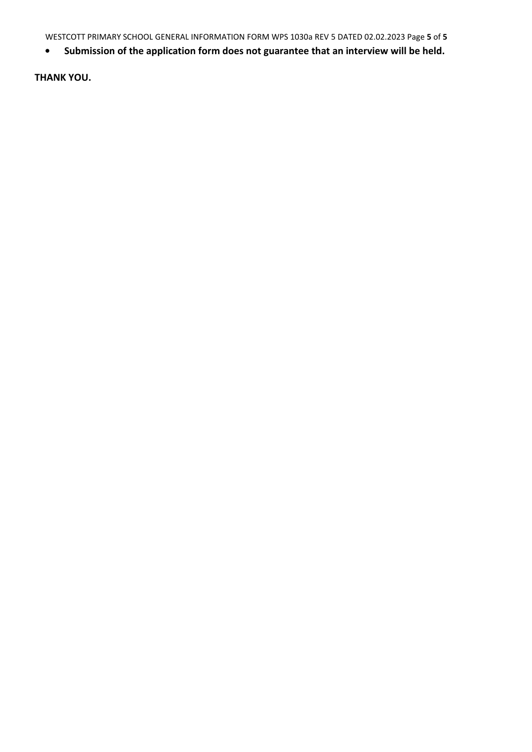- **Submission of the application form does not guarantee that an interview will be held.**

**THANK YOU.**